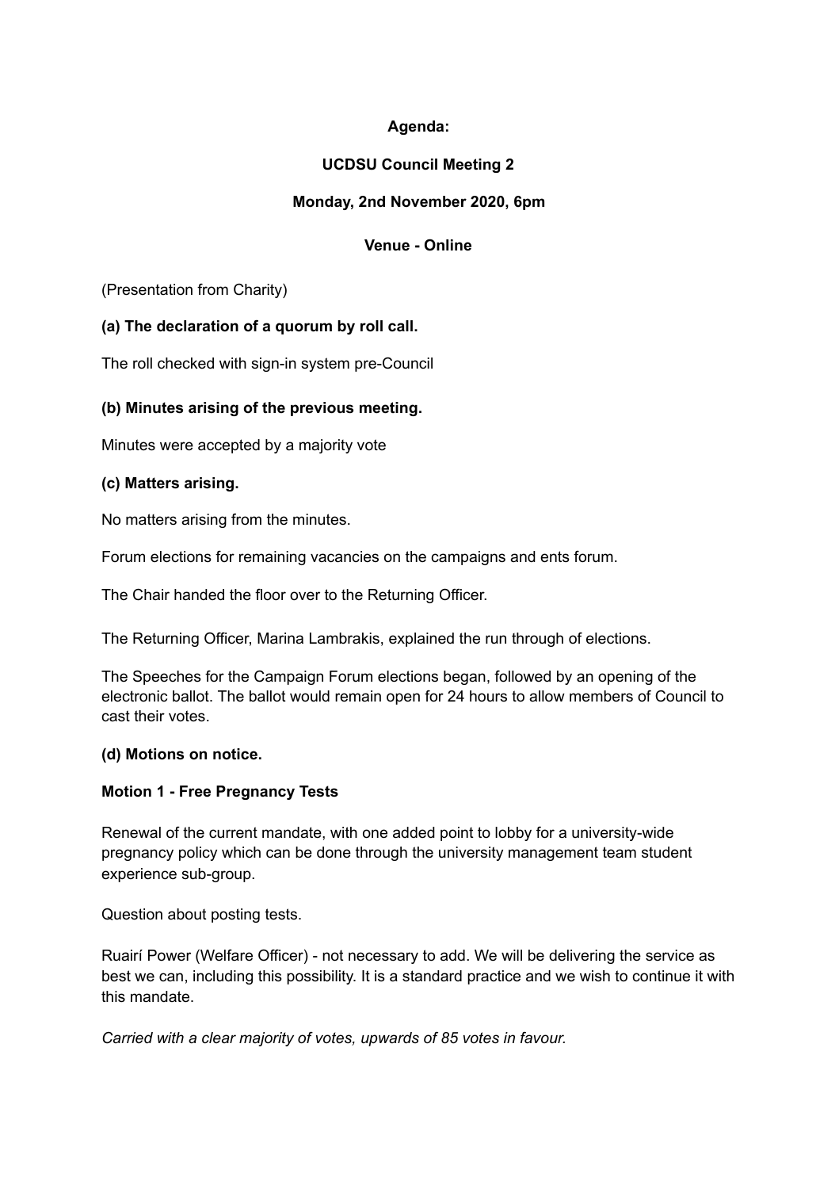**Agenda:**

**UCDSU Council Meeting 2**

**Monday, 2nd November 2020, 6pm**

**Venue - Online**

(Presentation from Charity)

**(a) The declaration of a quorum by roll call.**

The roll checked with sign-in system pre-Council

**(b) Minutes arising of the previous meeting.**

Minutes were accepted by a majority vote

**(c) Matters arising.**

No matters arising from the minutes.

Forum elections for remaining vacancies on the campaigns and ents forum.

The Chair handed the floor over to the Returning Officer.

The Returning Officer, Marina Lambrakis, explained the run through of elections.

The Speeches for the Campaign Forum elections began, followed by an opening of the electronic ballot. The ballot would remain open for 24 hours to allow members of Council to cast their votes.

**(d) Motions on notice.**

**Motion 1 - Free Pregnancy Tests**

Renewal of the current mandate, with one added point to lobby for a university-wide pregnancy policy which can be done through the university management team student experience sub-group.

Question about posting tests.

Ruairí Power (Welfare Officer) - not necessary to add. We will be delivering the service as best we can, including this possibility. It is a standard practice and we wish to continue it with this mandate.

*Carried with a clear majority of votes, upwards of 85 votes in favour.*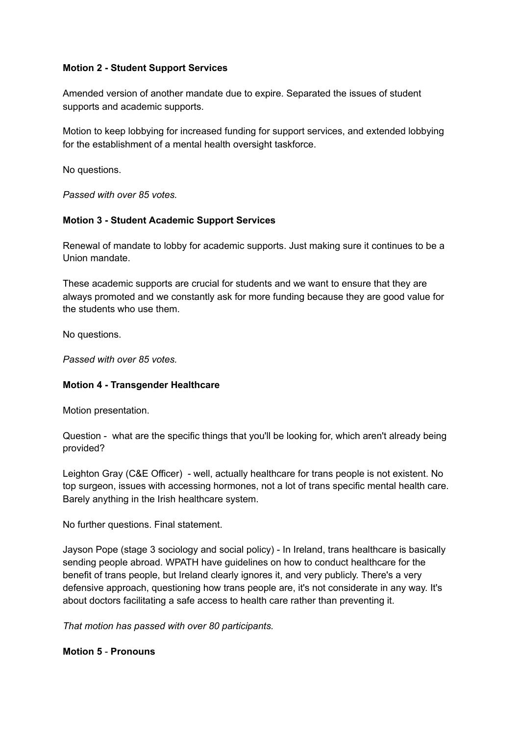**Motion 2 - Student Support Services**

Amended version of another mandate due to expire. Separated the issues of student supports and academic supports.

Motion to keep lobbying for increased funding for support services, and extended lobbying for the establishment of a mental health oversight taskforce.

No questions.

*Passed with over 85 votes.*

**Motion 3 - Student Academic Support Services**

Renewal of mandate to lobby for academic supports. Just making sure it continues to be a Union mandate.

These academic supports are crucial for students and we want to ensure that they are always promoted and we constantly ask for more funding because they are good value for the students who use them.

No questions.

*Passed with over 85 votes.*

**Motion 4 - Transgender Healthcare**

Motion presentation.

Question - what are the specific things that you'll be looking for, which aren't already being provided?

Leighton Gray (C&E Officer) - well, actually healthcare for trans people is not existent. No top surgeon, issues with accessing hormones, not a lot of trans specific mental health care. Barely anything in the Irish healthcare system.

No further questions. Final statement.

Jayson Pope (stage 3 sociology and social policy) - In Ireland, trans healthcare is basically sending people abroad. WPATH have guidelines on how to conduct healthcare for the benefit of trans people, but Ireland clearly ignores it, and very publicly. There's a very defensive approach, questioning how trans people are, it's not considerate in any way. It's about doctors facilitating a safe access to health care rather than preventing it.

*That motion has passed with over 80 participants.*

**Motion 5** - **Pronouns**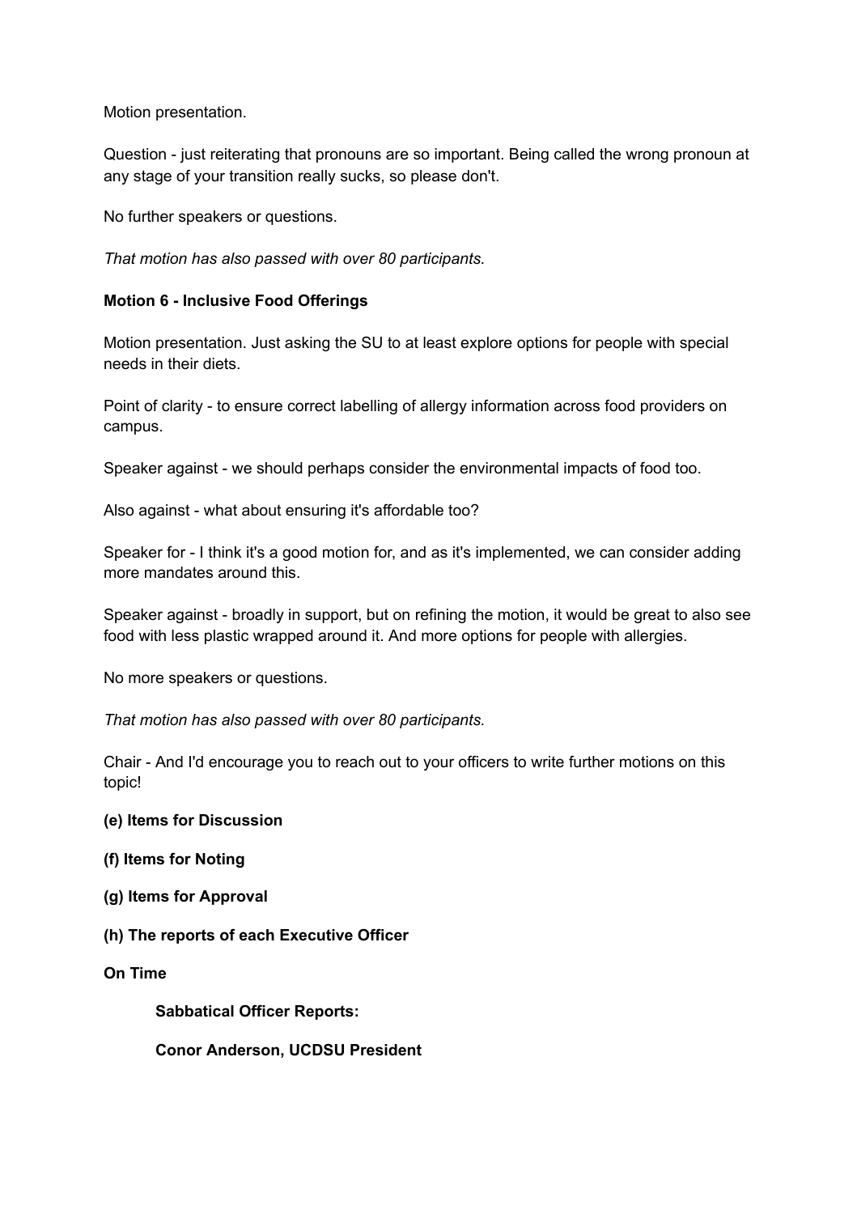Motion presentation.

Question - just reiterating that pronouns are so important. Being called the wrong pronoun at any stage of your transition really sucks, so please don't.

No further speakers or questions.

*That motion has also passed with over 80 participants.*

**Motion 6 - Inclusive Food Offerings**

Motion presentation. Just asking the SU to at least explore options for people with special needs in their diets.

Point of clarity - to ensure correct labelling of allergy information across food providers on campus.

Speaker against - we should perhaps consider the environmental impacts of food too.

Also against - what about ensuring it's affordable too?

Speaker for - I think it's a good motion for, and as it's implemented, we can consider adding more mandates around this.

Speaker against - broadly in support, but on refining the motion, it would be great to also see food with less plastic wrapped around it. And more options for people with allergies.

No more speakers or questions.

*That motion has also passed with over 80 participants.*

Chair - And I'd encourage you to reach out to your officers to write further motions on this topic!

**(e) Items for Discussion**

**(f) Items for Noting**

**(g) Items for Approval**

**(h) The reports of each Executive Officer**

**On Time**

**Sabbatical Officer Reports:**

**Conor Anderson, UCDSU President**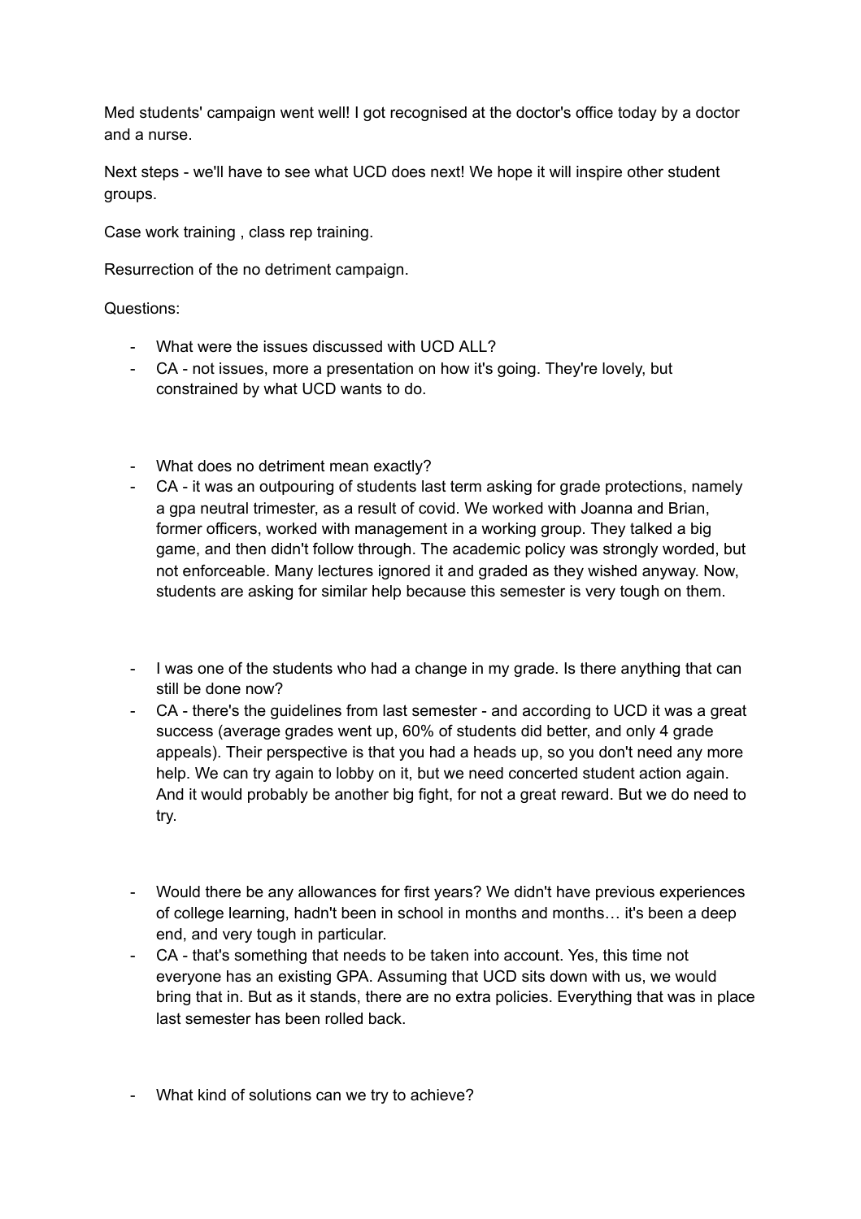Med students' campaign went well! I got recognised at the doctor's office today by a doctor and a nurse.

Next steps - we'll have to see what UCD does next! We hope it will inspire other student groups.

Case work training , class rep training.

Resurrection of the no detriment campaign.

Questions:

- What were the issues discussed with UCD ALL?
- CA - not issues, more a presentation on how it's going. They're lovely, but constrained by what UCD wants to do.

- What does no detriment mean exactly?
- CA - it was an outpouring of students last term asking for grade protections, namely a gpa neutral trimester, as a result of covid. We worked with Joanna and Brian, former officers, worked with management in a working group. They talked a big game, and then didn't follow through. The academic policy was strongly worded, but not enforceable. Many lectures ignored it and graded as they wished anyway. Now, students are asking for similar help because this semester is very tough on them.

- I was one of the students who had a change in my grade. Is there anything that can still be done now?
- CA - there's the guidelines from last semester - and according to UCD it was a great success (average grades went up, 60% of students did better, and only 4 grade appeals). Their perspective is that you had a heads up, so you don't need any more help. We can try again to lobby on it, but we need concerted student action again. And it would probably be another big fight, for not a great reward. But we do need to try.

- Would there be any allowances for first years? We didn't have previous experiences of college learning, hadn't been in school in months and months… it's been a deep end, and very tough in particular.
- CA - that's something that needs to be taken into account. Yes, this time not everyone has an existing GPA. Assuming that UCD sits down with us, we would bring that in. But as it stands, there are no extra policies. Everything that was in place last semester has been rolled back.

- What kind of solutions can we try to achieve?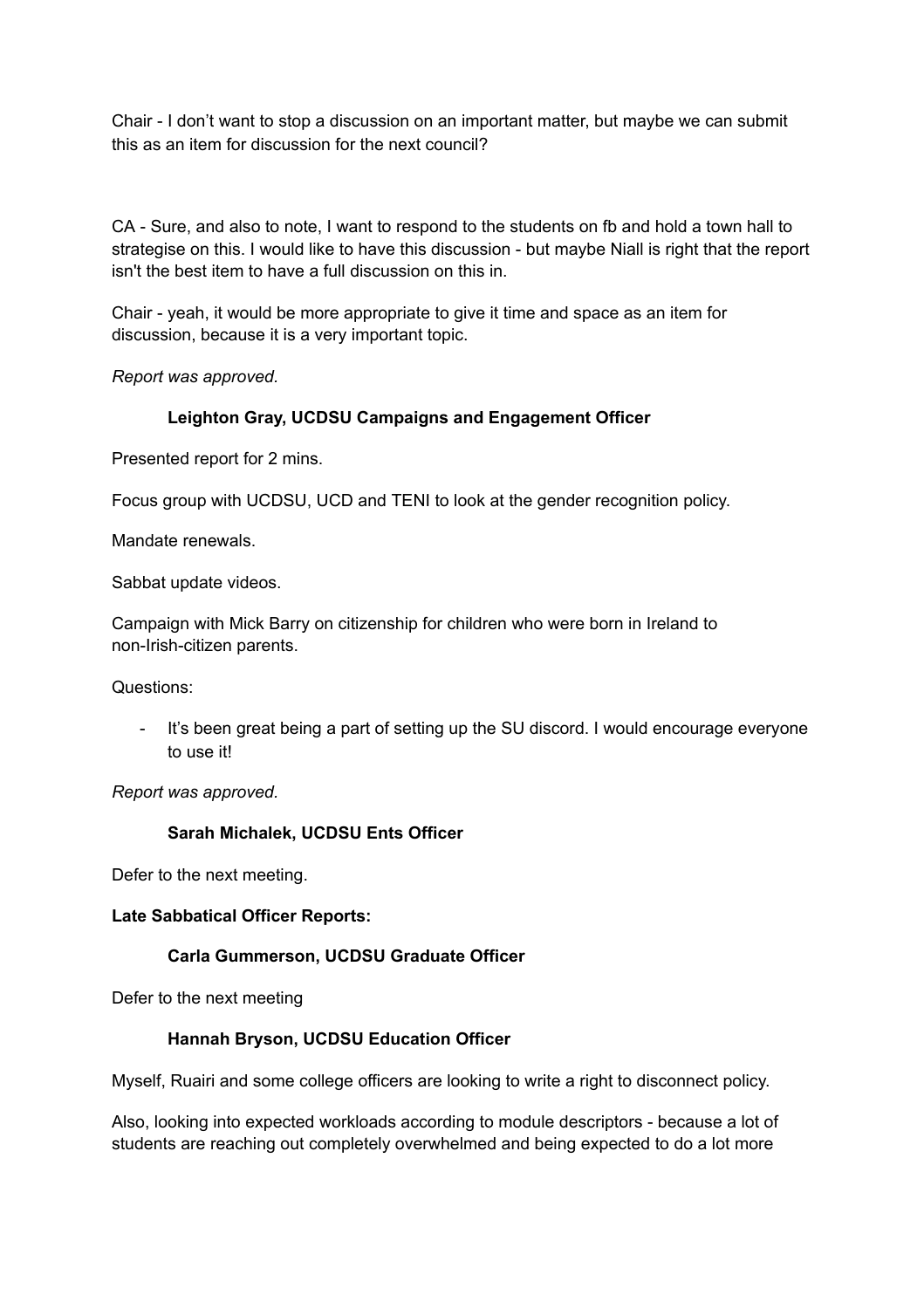Chair - I don't want to stop a discussion on an important matter, but maybe we can submit this as an item for discussion for the next council?

CA - Sure, and also to note, I want to respond to the students on fb and hold a town hall to strategise on this. I would like to have this discussion - but maybe Niall is right that the report isn't the best item to have a full discussion on this in.

Chair - yeah, it would be more appropriate to give it time and space as an item for discussion, because it is a very important topic.

*Report was approved.*

**Leighton Gray, UCDSU Campaigns and Engagement Officer**

Presented report for 2 mins.

Focus group with UCDSU, UCD and TENI to look at the gender recognition policy.

Mandate renewals.

Sabbat update videos.

Campaign with Mick Barry on citizenship for children who were born in Ireland to non-Irish-citizen parents.

Questions:

- It's been great being a part of setting up the SU discord. I would encourage everyone to use it!

*Report was approved.*

**Sarah Michalek, UCDSU Ents Officer**

Defer to the next meeting.

**Late Sabbatical Officer Reports:**

**Carla Gummerson, UCDSU Graduate Officer**

Defer to the next meeting

**Hannah Bryson, UCDSU Education Officer**

Myself, Ruairi and some college officers are looking to write a right to disconnect policy.

Also, looking into expected workloads according to module descriptors - because a lot of students are reaching out completely overwhelmed and being expected to do a lot more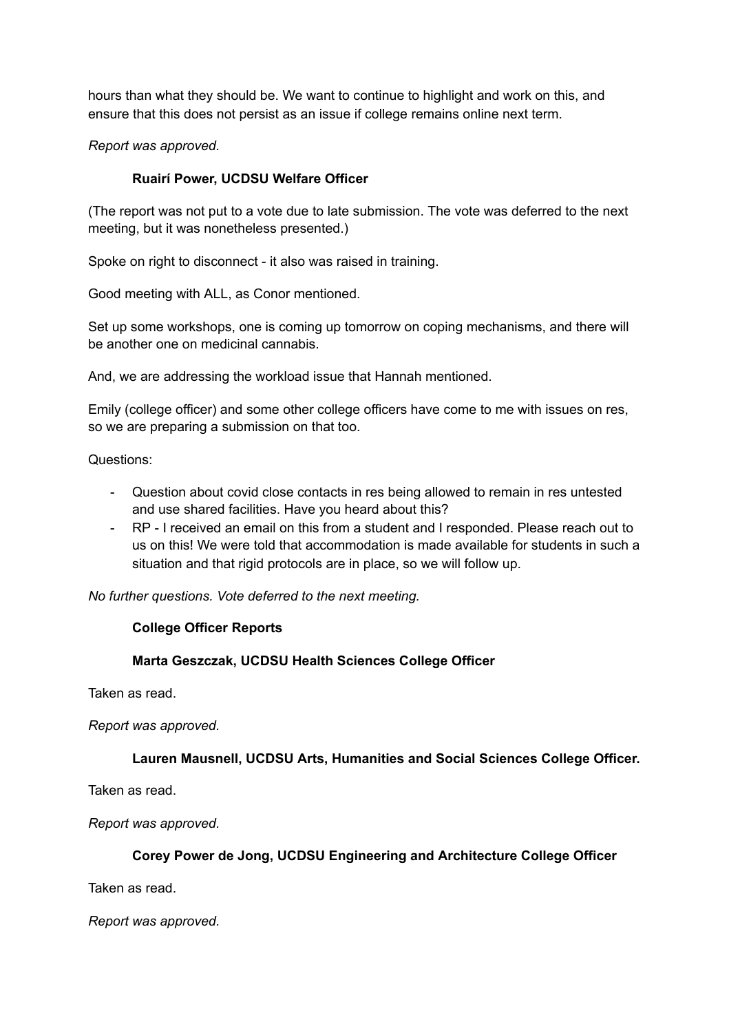hours than what they should be. We want to continue to highlight and work on this, and ensure that this does not persist as an issue if college remains online next term.

*Report was approved.*

**Ruairí Power, UCDSU Welfare Officer**

(The report was not put to a vote due to late submission. The vote was deferred to the next meeting, but it was nonetheless presented.)

Spoke on right to disconnect - it also was raised in training.

Good meeting with ALL, as Conor mentioned.

Set up some workshops, one is coming up tomorrow on coping mechanisms, and there will be another one on medicinal cannabis.

And, we are addressing the workload issue that Hannah mentioned.

Emily (college officer) and some other college officers have come to me with issues on res, so we are preparing a submission on that too.

Questions:

- Question about covid close contacts in res being allowed to remain in res untested and use shared facilities. Have you heard about this?
- RP - I received an email on this from a student and I responded. Please reach out to us on this! We were told that accommodation is made available for students in such a situation and that rigid protocols are in place, so we will follow up.

*No further questions. Vote deferred to the next meeting.*

**College Officer Reports**

**Marta Geszczak, UCDSU Health Sciences College Officer**

Taken as read.

*Report was approved.*

**Lauren Mausnell, UCDSU Arts, Humanities and Social Sciences College Officer.**

Taken as read.

*Report was approved.*

**Corey Power de Jong, UCDSU Engineering and Architecture College Officer**

Taken as read.

*Report was approved.*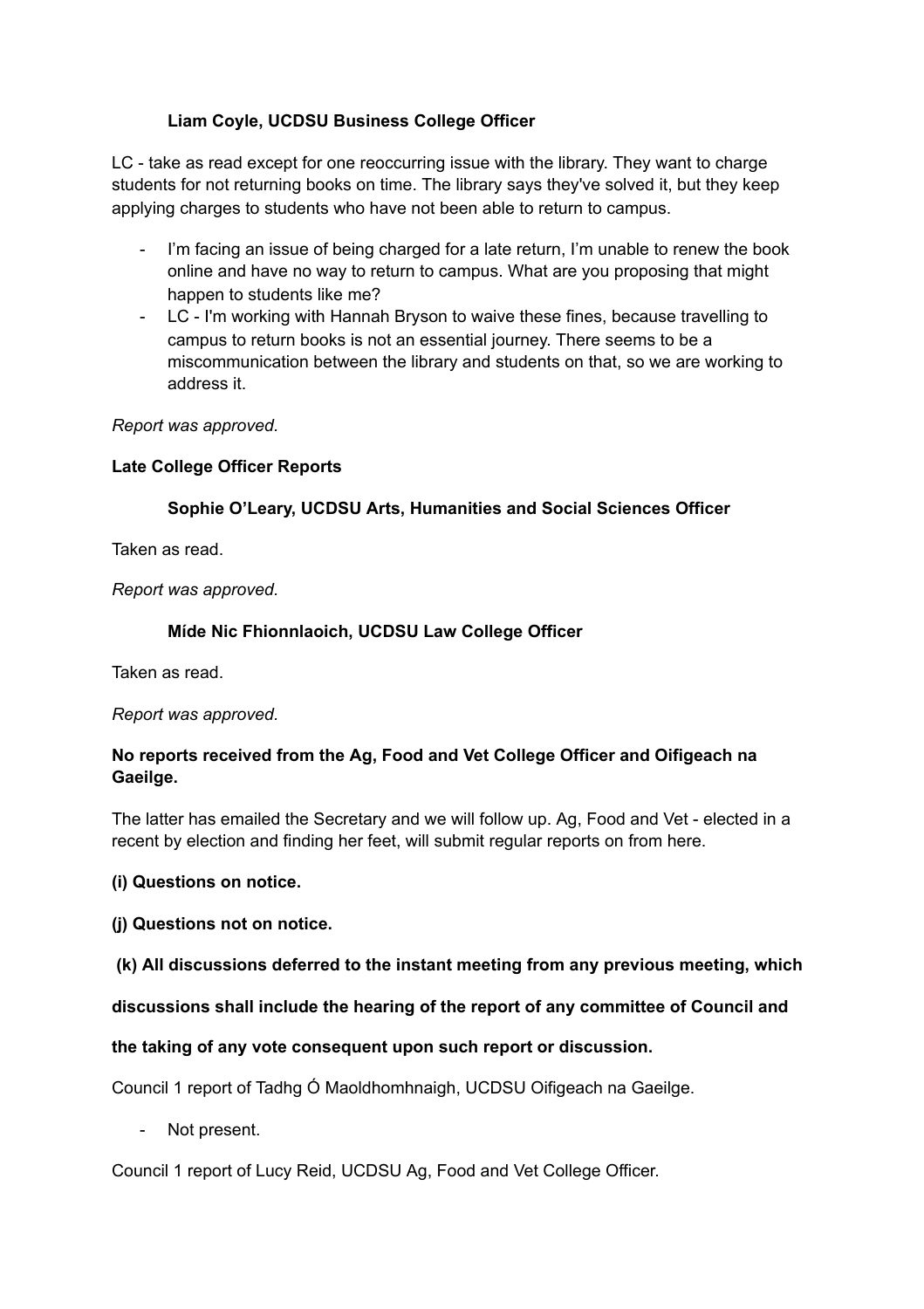**Liam Coyle, UCDSU Business College Officer**

LC - take as read except for one reoccurring issue with the library. They want to charge students for not returning books on time. The library says they've solved it, but they keep applying charges to students who have not been able to return to campus.

- I'm facing an issue of being charged for a late return, I'm unable to renew the book online and have no way to return to campus. What are you proposing that might happen to students like me?
- LC - I'm working with Hannah Bryson to waive these fines, because travelling to campus to return books is not an essential journey. There seems to be a miscommunication between the library and students on that, so we are working to address it.

*Report was approved.*

**Late College Officer Reports**

**Sophie O'Leary, UCDSU Arts, Humanities and Social Sciences Officer**

Taken as read.

*Report was approved.*

**Míde Nic Fhionnlaoich, UCDSU Law College Officer**

Taken as read.

*Report was approved.*

**No reports received from the Ag, Food and Vet College Officer and Oifigeach na Gaeilge.**

The latter has emailed the Secretary and we will follow up. Ag, Food and Vet - elected in a recent by election and finding her feet, will submit regular reports on from here.

**(i) Questions on notice.**

**(j) Questions not on notice.**

**(k) All discussions deferred to the instant meeting from any previous meeting, which discussions shall include the hearing of the report of any committee of Council and the taking of any vote consequent upon such report or discussion.**

Council 1 report of Tadhg Ó Maoldhomhnaigh, UCDSU Oifigeach na Gaeilge.

- Not present.

Council 1 report of Lucy Reid, UCDSU Ag, Food and Vet College Officer.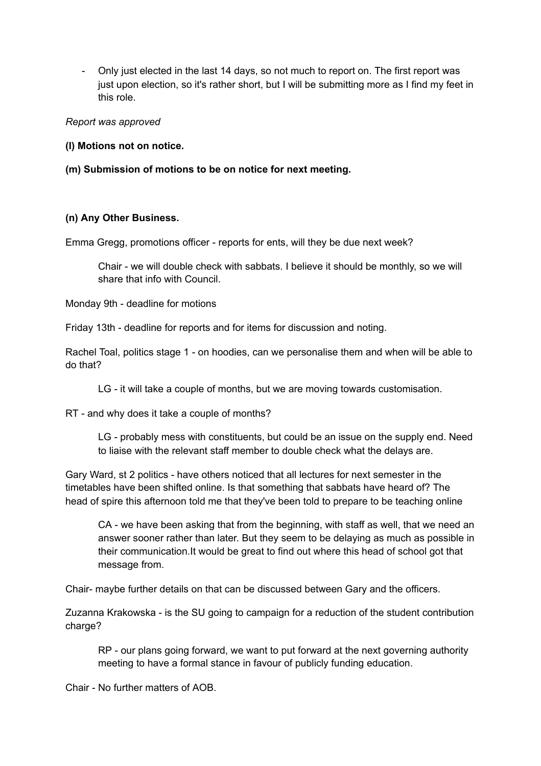- Only just elected in the last 14 days, so not much to report on. The first report was just upon election, so it's rather short, but I will be submitting more as I find my feet in this role.

*Report was approved*

**(l) Motions not on notice.**

**(m) Submission of motions to be on notice for next meeting.**

**(n) Any Other Business.**

Emma Gregg, promotions officer - reports for ents, will they be due next week?

> Chair - we will double check with sabbats. I believe it should be monthly, so we will share that info with Council.

Monday 9th - deadline for motions

Friday 13th - deadline for reports and for items for discussion and noting.

Rachel Toal, politics stage 1 - on hoodies, can we personalise them and when will be able to do that?

> LG - it will take a couple of months, but we are moving towards customisation.

RT - and why does it take a couple of months?

> LG - probably mess with constituents, but could be an issue on the supply end. Need to liaise with the relevant staff member to double check what the delays are.

Gary Ward, st 2 politics - have others noticed that all lectures for next semester in the timetables have been shifted online. Is that something that sabbats have heard of? The head of spire this afternoon told me that they've been told to prepare to be teaching online

> CA - we have been asking that from the beginning, with staff as well, that we need an answer sooner rather than later. But they seem to be delaying as much as possible in their communication.It would be great to find out where this head of school got that message from.

Chair- maybe further details on that can be discussed between Gary and the officers.

Zuzanna Krakowska - is the SU going to campaign for a reduction of the student contribution charge?

> RP - our plans going forward, we want to put forward at the next governing authority meeting to have a formal stance in favour of publicly funding education.

Chair - No further matters of AOB.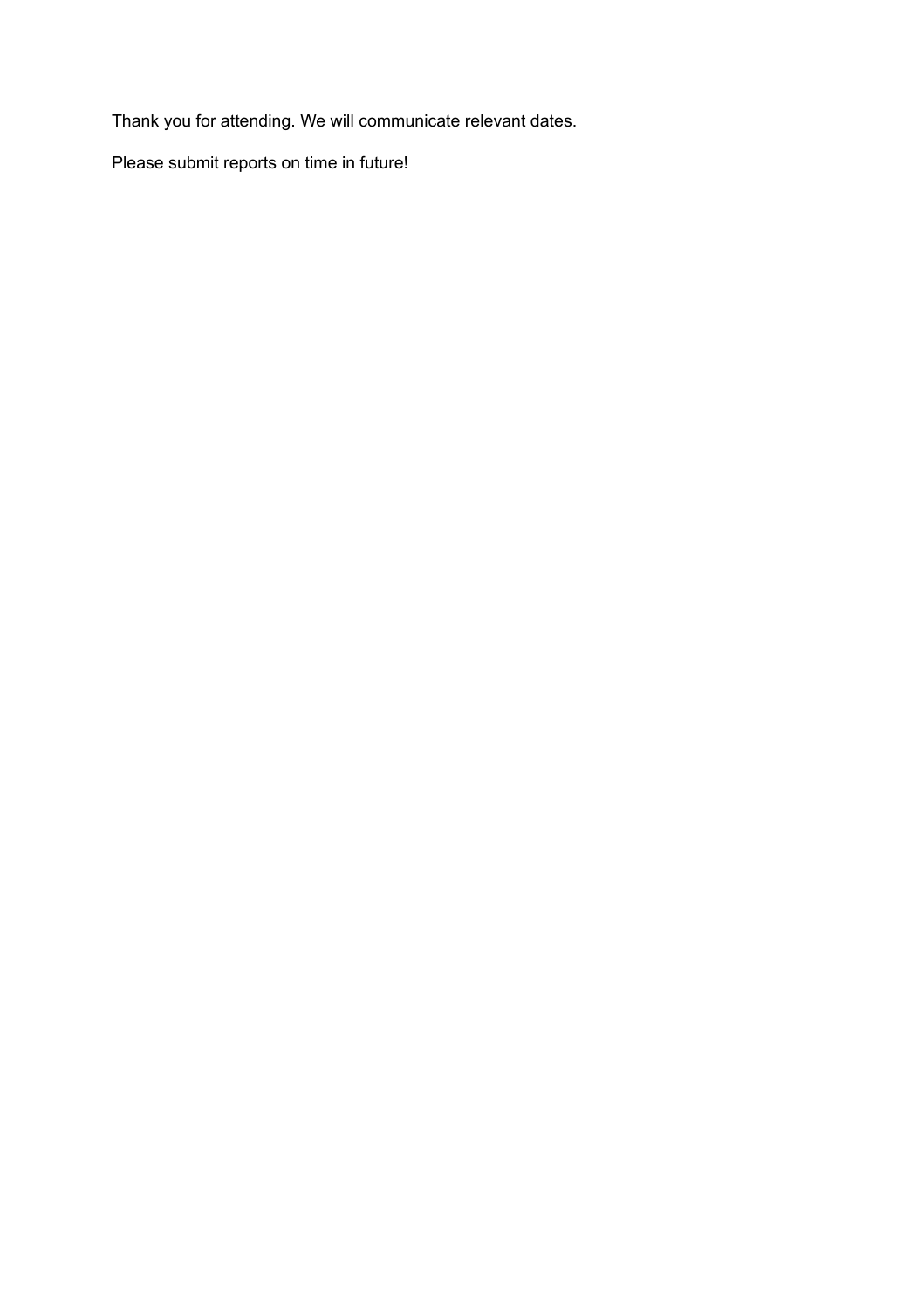Thank you for attending. We will communicate relevant dates.

Please submit reports on time in future!